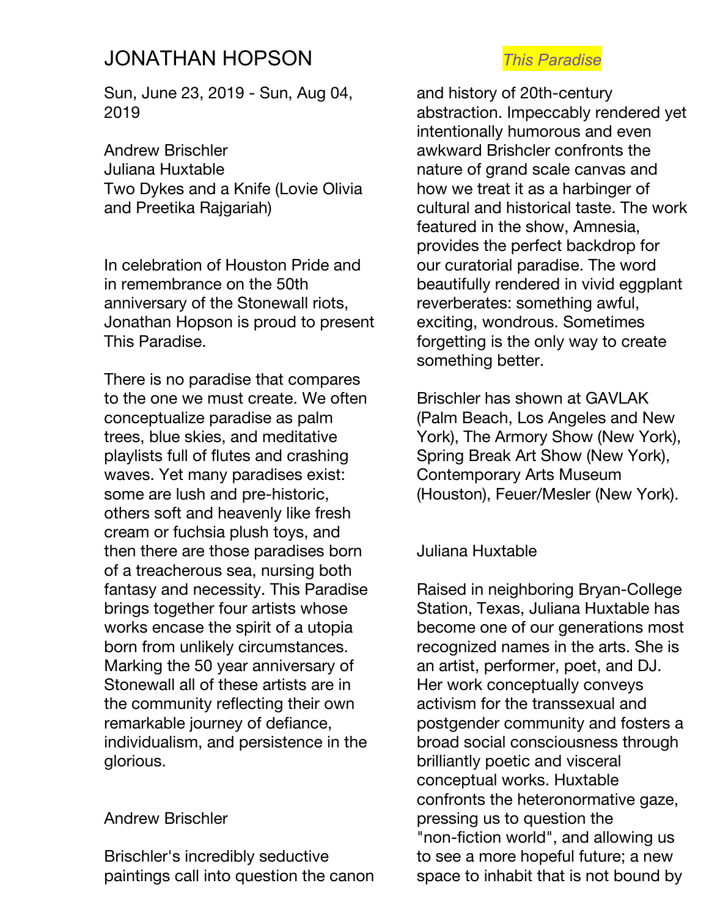# JONATHAN HOPSON

*This Paradise*

Sun, June 23, 2019 - Sun, Aug 04, 2019

Andrew Brischler
Juliana Huxtable
Two Dykes and a Knife (Lovie Olivia and Preetika Rajgariah)

In celebration of Houston Pride and in remembrance on the 50th anniversary of the Stonewall riots, Jonathan Hopson is proud to present This Paradise.

There is no paradise that compares to the one we must create. We often conceptualize paradise as palm trees, blue skies, and meditative playlists full of flutes and crashing waves. Yet many paradises exist: some are lush and pre-historic, others soft and heavenly like fresh cream or fuchsia plush toys, and then there are those paradises born of a treacherous sea, nursing both fantasy and necessity. This Paradise brings together four artists whose works encase the spirit of a utopia born from unlikely circumstances. Marking the 50 year anniversary of Stonewall all of these artists are in the community reflecting their own remarkable journey of defiance, individualism, and persistence in the glorious.

## Andrew Brischler

Brischler's incredibly seductive paintings call into question the canon and history of 20th-century abstraction. Impeccably rendered yet intentionally humorous and even awkward Brishcler confronts the nature of grand scale canvas and how we treat it as a harbinger of cultural and historical taste. The work featured in the show, Amnesia, provides the perfect backdrop for our curatorial paradise. The word beautifully rendered in vivid eggplant reverberates: something awful, exciting, wondrous. Sometimes forgetting is the only way to create something better.

Brischler has shown at GAVLAK (Palm Beach, Los Angeles and New York), The Armory Show (New York), Spring Break Art Show (New York), Contemporary Arts Museum (Houston), Feuer/Mesler (New York).

## Juliana Huxtable

Raised in neighboring Bryan-College Station, Texas, Juliana Huxtable has become one of our generations most recognized names in the arts. She is an artist, performer, poet, and DJ. Her work conceptually conveys activism for the transsexual and postgender community and fosters a broad social consciousness through brilliantly poetic and visceral conceptual works. Huxtable confronts the heteronormative gaze, pressing us to question the "non-fiction world", and allowing us to see a more hopeful future; a new space to inhabit that is not bound by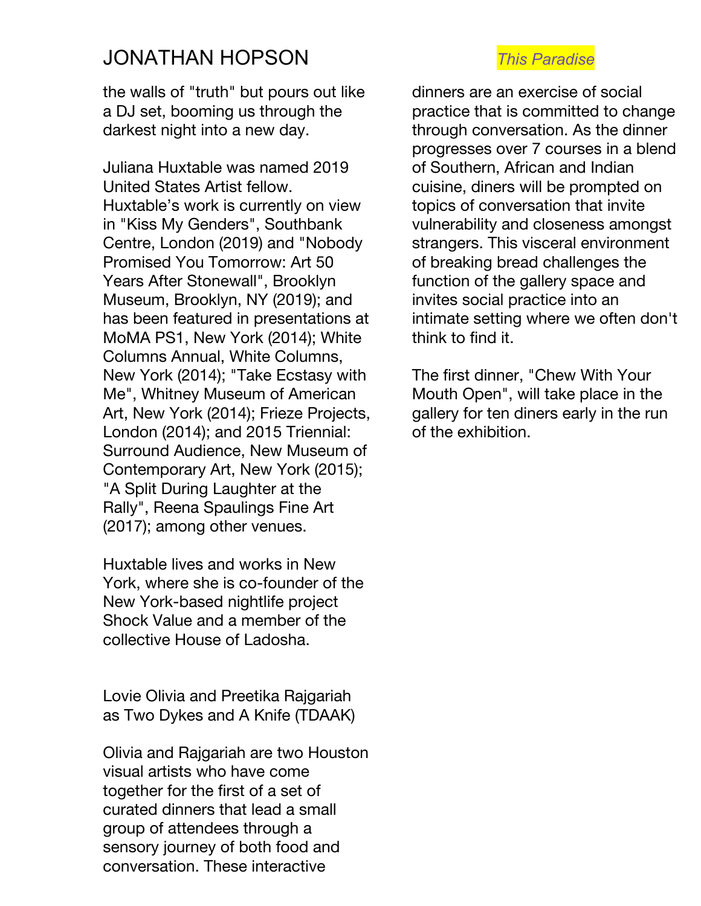the walls of "truth" but pours out like a DJ set, booming us through the darkest night into a new day.

Juliana Huxtable was named 2019 United States Artist fellow. Huxtable's work is currently on view in "Kiss My Genders", Southbank Centre, London (2019) and "Nobody Promised You Tomorrow: Art 50 Years After Stonewall", Brooklyn Museum, Brooklyn, NY (2019); and has been featured in presentations at MoMA PS1, New York (2014); White Columns Annual, White Columns, New York (2014); "Take Ecstasy with Me", Whitney Museum of American Art, New York (2014); Frieze Projects, London (2014); and 2015 Triennial: Surround Audience, New Museum of Contemporary Art, New York (2015); "A Split During Laughter at the Rally", Reena Spaulings Fine Art (2017); among other venues.

Huxtable lives and works in New York, where she is co-founder of the New York-based nightlife project Shock Value and a member of the collective House of Ladosha.

Lovie Olivia and Preetika Rajgariah as Two Dykes and A Knife (TDAAK)

Olivia and Rajgariah are two Houston visual artists who have come together for the first of a set of curated dinners that lead a small group of attendees through a sensory journey of both food and conversation. These interactive dinners are an exercise of social practice that is committed to change through conversation. As the dinner progresses over 7 courses in a blend of Southern, African and Indian cuisine, diners will be prompted on topics of conversation that invite vulnerability and closeness amongst strangers. This visceral environment of breaking bread challenges the function of the gallery space and invites social practice into an intimate setting where we often don't think to find it.

The first dinner, "Chew With Your Mouth Open", will take place in the gallery for ten diners early in the run of the exhibition.